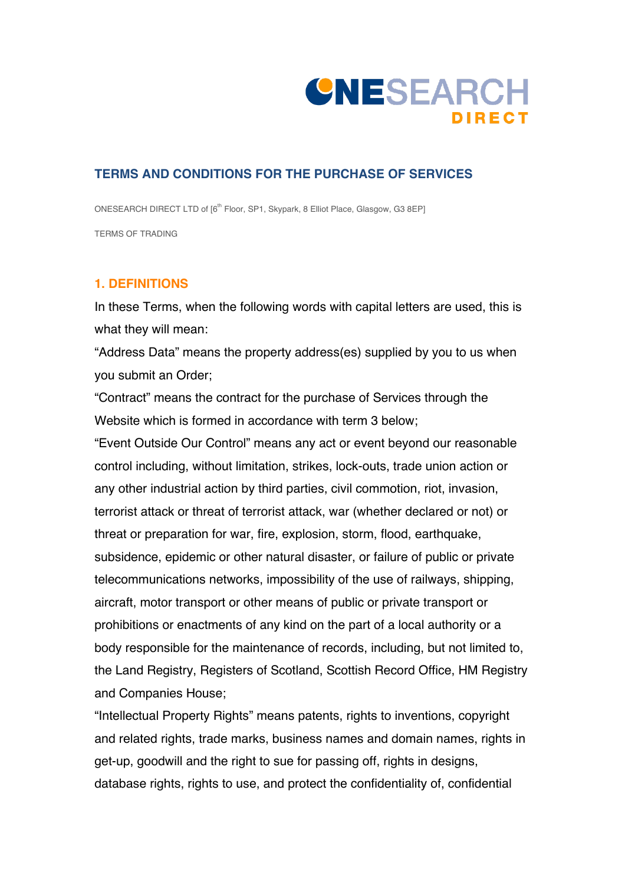ONESEARCH DIRECT

# TERMS AND CONDITIONS FOR THE PURCHASE OF SERVICES

ONESEARCH DIRECT LTD of [6th Floor, SP1, Skypark, 8 Elliot Place, Glasgow, G3 8EP]

TERMS OF TRADING

## 1. DEFINITIONS

In these Terms, when the following words with capital letters are used, this is what they will mean:

“Address Data” means the property address(es) supplied by you to us when you submit an Order;

“Contract” means the contract for the purchase of Services through the Website which is formed in accordance with term 3 below;

“Event Outside Our Control” means any act or event beyond our reasonable control including, without limitation, strikes, lock-outs, trade union action or any other industrial action by third parties, civil commotion, riot, invasion, terrorist attack or threat of terrorist attack, war (whether declared or not) or threat or preparation for war, fire, explosion, storm, flood, earthquake, subsidence, epidemic or other natural disaster, or failure of public or private telecommunications networks, impossibility of the use of railways, shipping, aircraft, motor transport or other means of public or private transport or prohibitions or enactments of any kind on the part of a local authority or a body responsible for the maintenance of records, including, but not limited to, the Land Registry, Registers of Scotland, Scottish Record Office, HM Registry and Companies House;

“Intellectual Property Rights” means patents, rights to inventions, copyright and related rights, trade marks, business names and domain names, rights in get-up, goodwill and the right to sue for passing off, rights in designs, database rights, rights to use, and protect the confidentiality of, confidential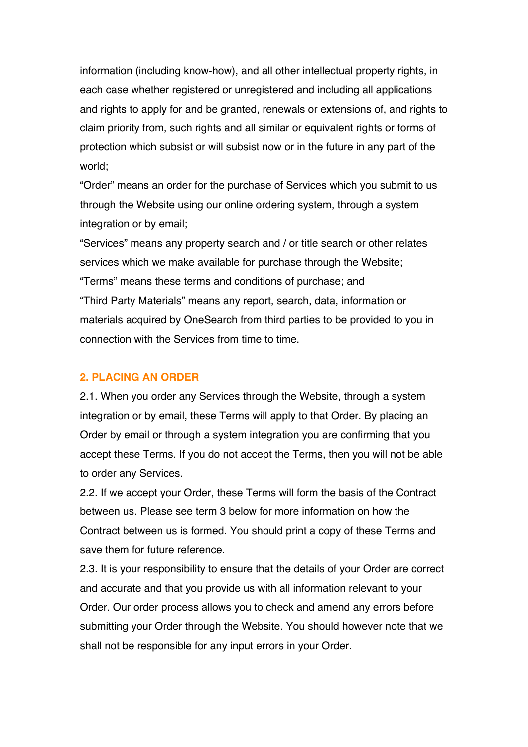information (including know-how), and all other intellectual property rights, in each case whether registered or unregistered and including all applications and rights to apply for and be granted, renewals or extensions of, and rights to claim priority from, such rights and all similar or equivalent rights or forms of protection which subsist or will subsist now or in the future in any part of the world;

"Order" means an order for the purchase of Services which you submit to us through the Website using our online ordering system, through a system integration or by email;

"Services" means any property search and / or title search or other relates services which we make available for purchase through the Website;

"Terms" means these terms and conditions of purchase; and

"Third Party Materials" means any report, search, data, information or materials acquired by OneSearch from third parties to be provided to you in connection with the Services from time to time.

## 2. PLACING AN ORDER

2.1. When you order any Services through the Website, through a system integration or by email, these Terms will apply to that Order. By placing an Order by email or through a system integration you are confirming that you accept these Terms. If you do not accept the Terms, then you will not be able to order any Services.

2.2. If we accept your Order, these Terms will form the basis of the Contract between us. Please see term 3 below for more information on how the Contract between us is formed. You should print a copy of these Terms and save them for future reference.

2.3. It is your responsibility to ensure that the details of your Order are correct and accurate and that you provide us with all information relevant to your Order. Our order process allows you to check and amend any errors before submitting your Order through the Website. You should however note that we shall not be responsible for any input errors in your Order.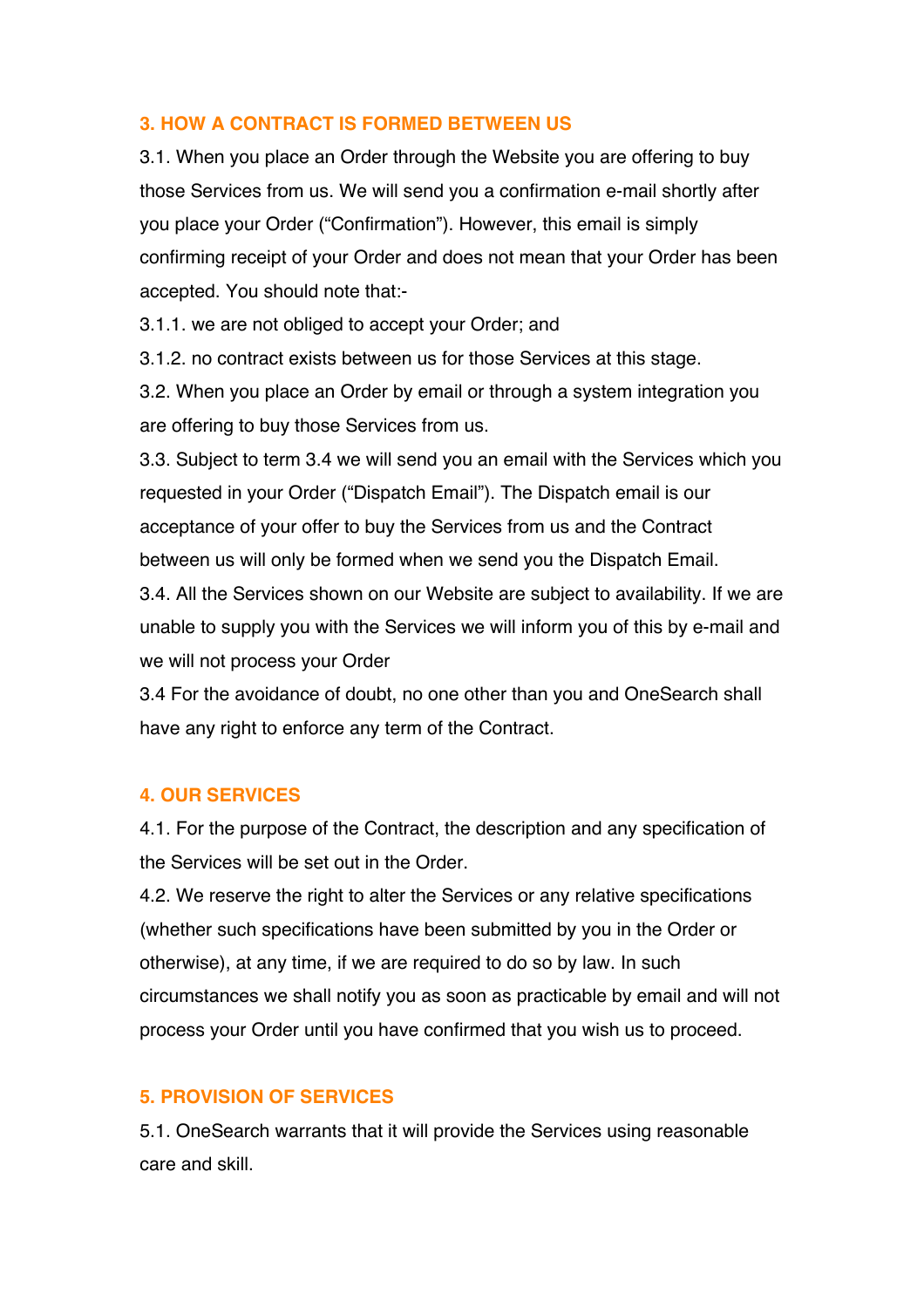## 3. HOW A CONTRACT IS FORMED BETWEEN US

3.1. When you place an Order through the Website you are offering to buy those Services from us. We will send you a confirmation e-mail shortly after you place your Order ("Confirmation"). However, this email is simply confirming receipt of your Order and does not mean that your Order has been accepted. You should note that:-

3.1.1. we are not obliged to accept your Order; and

3.1.2. no contract exists between us for those Services at this stage.

3.2. When you place an Order by email or through a system integration you are offering to buy those Services from us.

3.3. Subject to term 3.4 we will send you an email with the Services which you requested in your Order ("Dispatch Email"). The Dispatch email is our acceptance of your offer to buy the Services from us and the Contract between us will only be formed when we send you the Dispatch Email.

3.4. All the Services shown on our Website are subject to availability. If we are unable to supply you with the Services we will inform you of this by e-mail and we will not process your Order

3.4 For the avoidance of doubt, no one other than you and OneSearch shall have any right to enforce any term of the Contract.

## 4. OUR SERVICES

4.1. For the purpose of the Contract, the description and any specification of the Services will be set out in the Order.

4.2. We reserve the right to alter the Services or any relative specifications (whether such specifications have been submitted by you in the Order or otherwise), at any time, if we are required to do so by law. In such circumstances we shall notify you as soon as practicable by email and will not process your Order until you have confirmed that you wish us to proceed.

## 5. PROVISION OF SERVICES

5.1. OneSearch warrants that it will provide the Services using reasonable care and skill.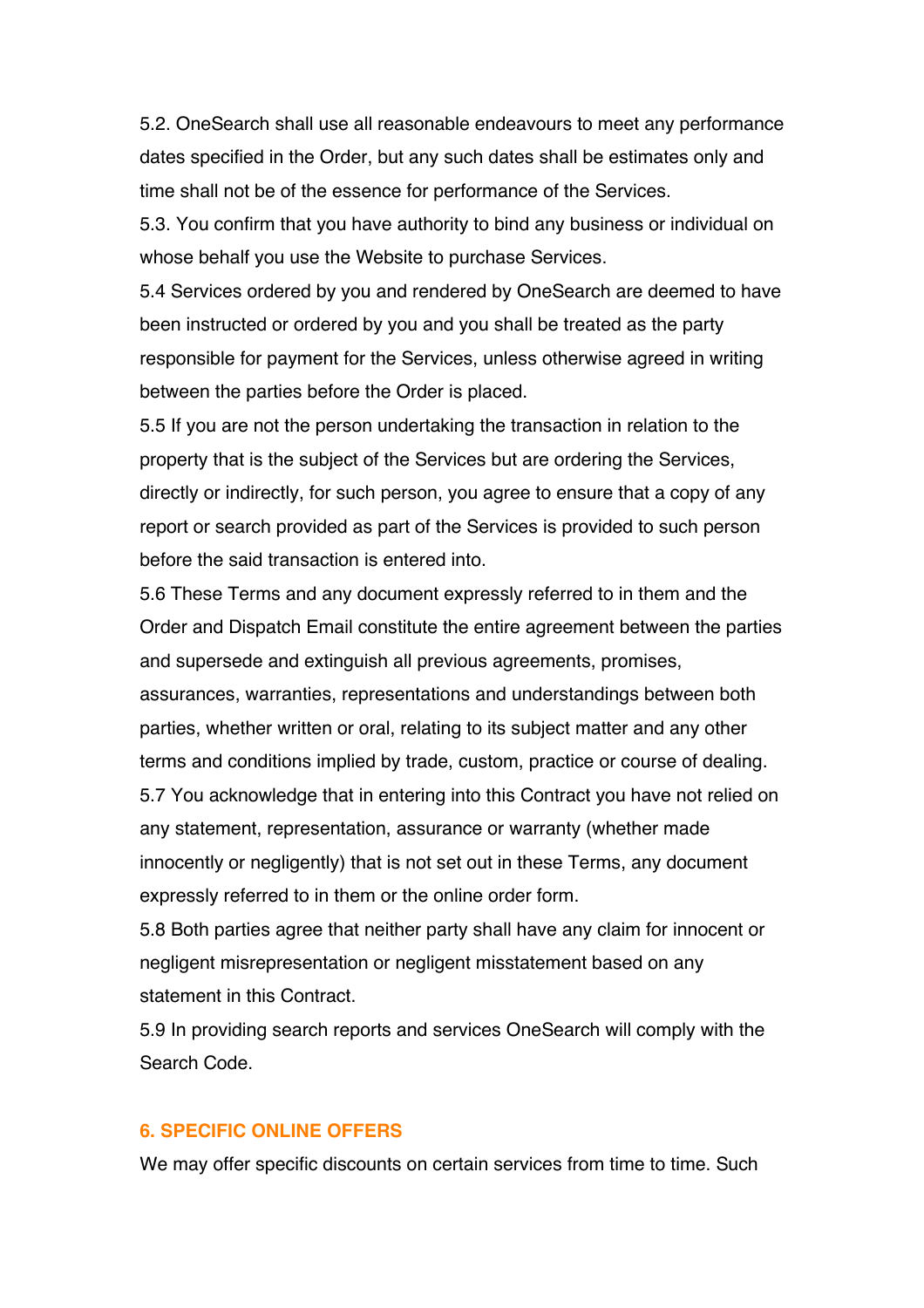5.2. OneSearch shall use all reasonable endeavours to meet any performance dates specified in the Order, but any such dates shall be estimates only and time shall not be of the essence for performance of the Services.

5.3. You confirm that you have authority to bind any business or individual on whose behalf you use the Website to purchase Services.

5.4 Services ordered by you and rendered by OneSearch are deemed to have been instructed or ordered by you and you shall be treated as the party responsible for payment for the Services, unless otherwise agreed in writing between the parties before the Order is placed.

5.5 If you are not the person undertaking the transaction in relation to the property that is the subject of the Services but are ordering the Services, directly or indirectly, for such person, you agree to ensure that a copy of any report or search provided as part of the Services is provided to such person before the said transaction is entered into.

5.6 These Terms and any document expressly referred to in them and the Order and Dispatch Email constitute the entire agreement between the parties and supersede and extinguish all previous agreements, promises, assurances, warranties, representations and understandings between both parties, whether written or oral, relating to its subject matter and any other terms and conditions implied by trade, custom, practice or course of dealing.

5.7 You acknowledge that in entering into this Contract you have not relied on any statement, representation, assurance or warranty (whether made innocently or negligently) that is not set out in these Terms, any document expressly referred to in them or the online order form.

5.8 Both parties agree that neither party shall have any claim for innocent or negligent misrepresentation or negligent misstatement based on any statement in this Contract.

5.9 In providing search reports and services OneSearch will comply with the Search Code.

## 6. SPECIFIC ONLINE OFFERS

We may offer specific discounts on certain services from time to time. Such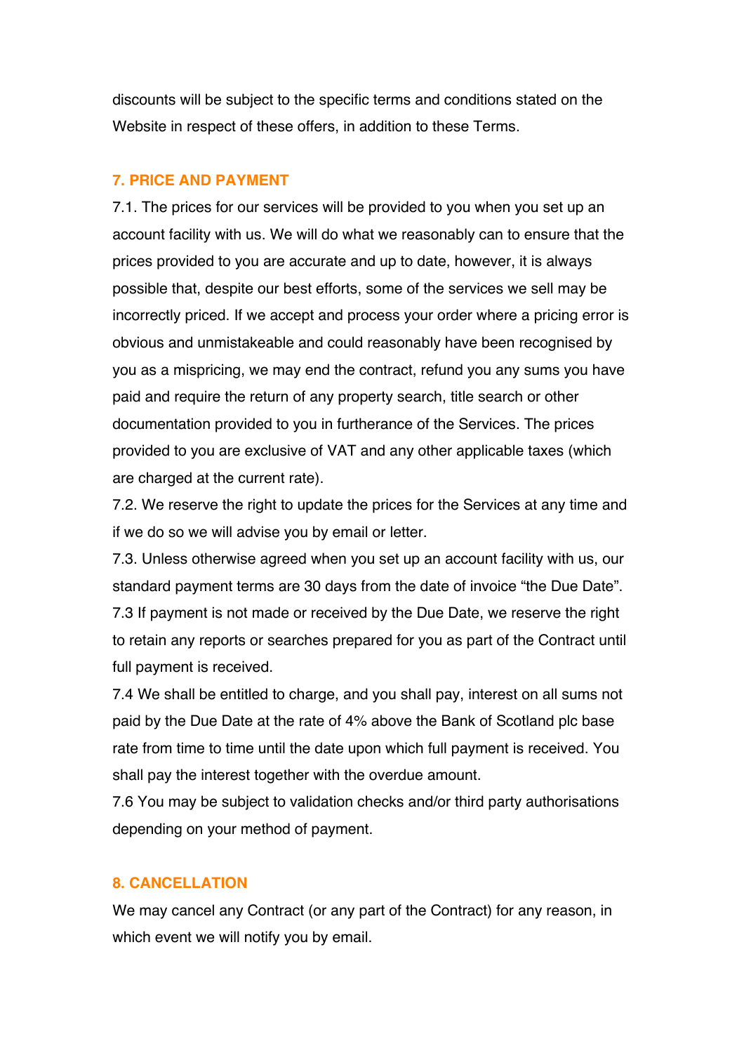discounts will be subject to the specific terms and conditions stated on the Website in respect of these offers, in addition to these Terms.

## 7. PRICE AND PAYMENT

7.1. The prices for our services will be provided to you when you set up an account facility with us. We will do what we reasonably can to ensure that the prices provided to you are accurate and up to date, however, it is always possible that, despite our best efforts, some of the services we sell may be incorrectly priced. If we accept and process your order where a pricing error is obvious and unmistakeable and could reasonably have been recognised by you as a mispricing, we may end the contract, refund you any sums you have paid and require the return of any property search, title search or other documentation provided to you in furtherance of the Services. The prices provided to you are exclusive of VAT and any other applicable taxes (which are charged at the current rate).

7.2. We reserve the right to update the prices for the Services at any time and if we do so we will advise you by email or letter.

7.3. Unless otherwise agreed when you set up an account facility with us, our standard payment terms are 30 days from the date of invoice "the Due Date".

7.3 If payment is not made or received by the Due Date, we reserve the right to retain any reports or searches prepared for you as part of the Contract until full payment is received.

7.4 We shall be entitled to charge, and you shall pay, interest on all sums not paid by the Due Date at the rate of 4% above the Bank of Scotland plc base rate from time to time until the date upon which full payment is received. You shall pay the interest together with the overdue amount.

7.6 You may be subject to validation checks and/or third party authorisations depending on your method of payment.

## 8. CANCELLATION

We may cancel any Contract (or any part of the Contract) for any reason, in which event we will notify you by email.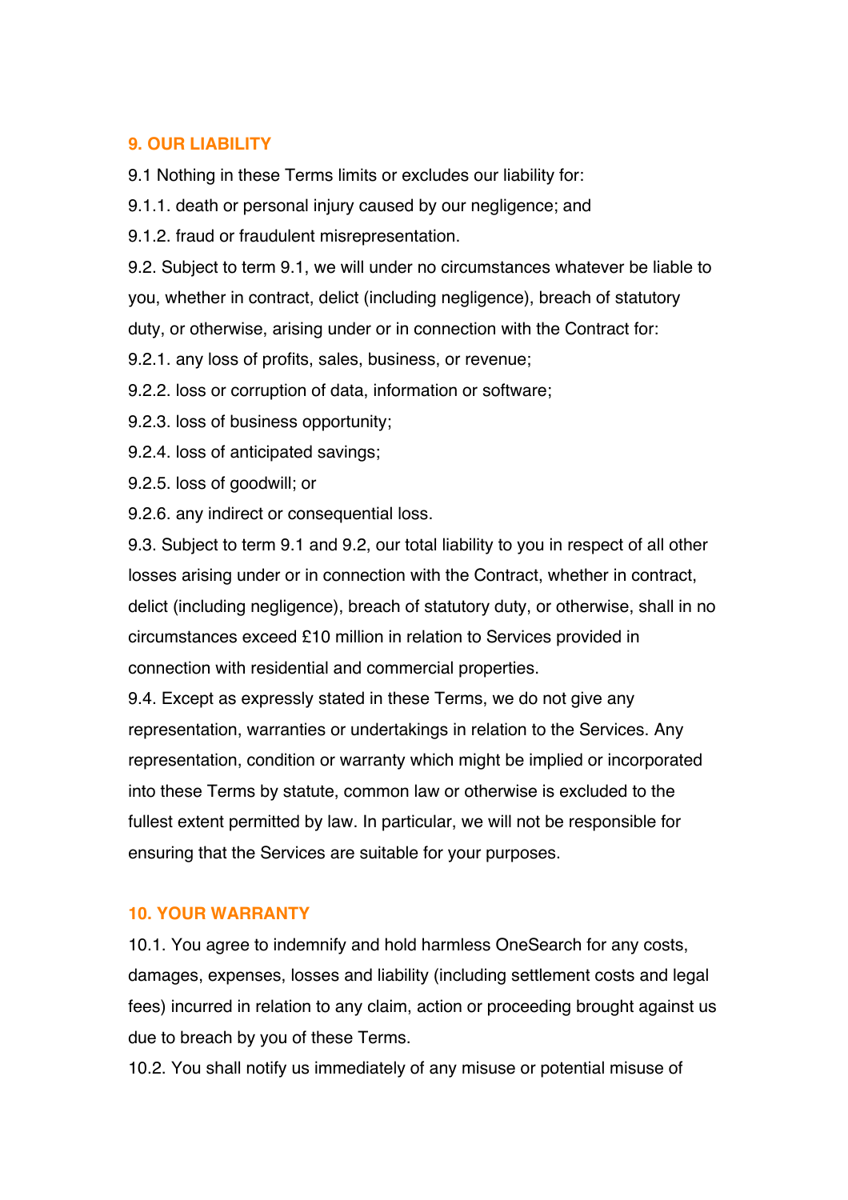## 9. OUR LIABILITY

9.1 Nothing in these Terms limits or excludes our liability for:

9.1.1. death or personal injury caused by our negligence; and

9.1.2. fraud or fraudulent misrepresentation.

9.2. Subject to term 9.1, we will under no circumstances whatever be liable to you, whether in contract, delict (including negligence), breach of statutory duty, or otherwise, arising under or in connection with the Contract for:

9.2.1. any loss of profits, sales, business, or revenue;

9.2.2. loss or corruption of data, information or software;

9.2.3. loss of business opportunity;

9.2.4. loss of anticipated savings;

9.2.5. loss of goodwill; or

9.2.6. any indirect or consequential loss.

9.3. Subject to term 9.1 and 9.2, our total liability to you in respect of all other losses arising under or in connection with the Contract, whether in contract, delict (including negligence), breach of statutory duty, or otherwise, shall in no circumstances exceed £10 million in relation to Services provided in connection with residential and commercial properties.

9.4. Except as expressly stated in these Terms, we do not give any representation, warranties or undertakings in relation to the Services. Any representation, condition or warranty which might be implied or incorporated into these Terms by statute, common law or otherwise is excluded to the fullest extent permitted by law. In particular, we will not be responsible for ensuring that the Services are suitable for your purposes.

## 10. YOUR WARRANTY

10.1. You agree to indemnify and hold harmless OneSearch for any costs, damages, expenses, losses and liability (including settlement costs and legal fees) incurred in relation to any claim, action or proceeding brought against us due to breach by you of these Terms.

10.2. You shall notify us immediately of any misuse or potential misuse of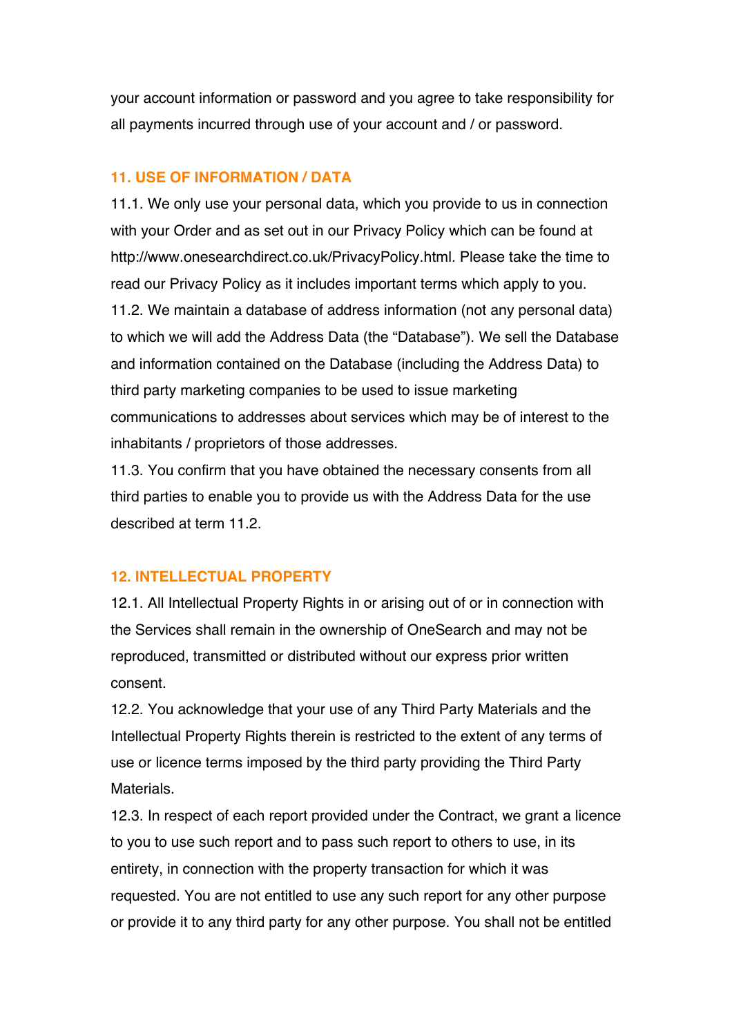your account information or password and you agree to take responsibility for all payments incurred through use of your account and / or password.

## 11. USE OF INFORMATION / DATA

11.1. We only use your personal data, which you provide to us in connection with your Order and as set out in our Privacy Policy which can be found at http://www.onesearchdirect.co.uk/PrivacyPolicy.html. Please take the time to read our Privacy Policy as it includes important terms which apply to you.

11.2. We maintain a database of address information (not any personal data) to which we will add the Address Data (the "Database"). We sell the Database and information contained on the Database (including the Address Data) to third party marketing companies to be used to issue marketing communications to addresses about services which may be of interest to the inhabitants / proprietors of those addresses.

11.3. You confirm that you have obtained the necessary consents from all third parties to enable you to provide us with the Address Data for the use described at term 11.2.

## 12. INTELLECTUAL PROPERTY

12.1. All Intellectual Property Rights in or arising out of or in connection with the Services shall remain in the ownership of OneSearch and may not be reproduced, transmitted or distributed without our express prior written consent.

12.2. You acknowledge that your use of any Third Party Materials and the Intellectual Property Rights therein is restricted to the extent of any terms of use or licence terms imposed by the third party providing the Third Party Materials.

12.3. In respect of each report provided under the Contract, we grant a licence to you to use such report and to pass such report to others to use, in its entirety, in connection with the property transaction for which it was requested. You are not entitled to use any such report for any other purpose or provide it to any third party for any other purpose. You shall not be entitled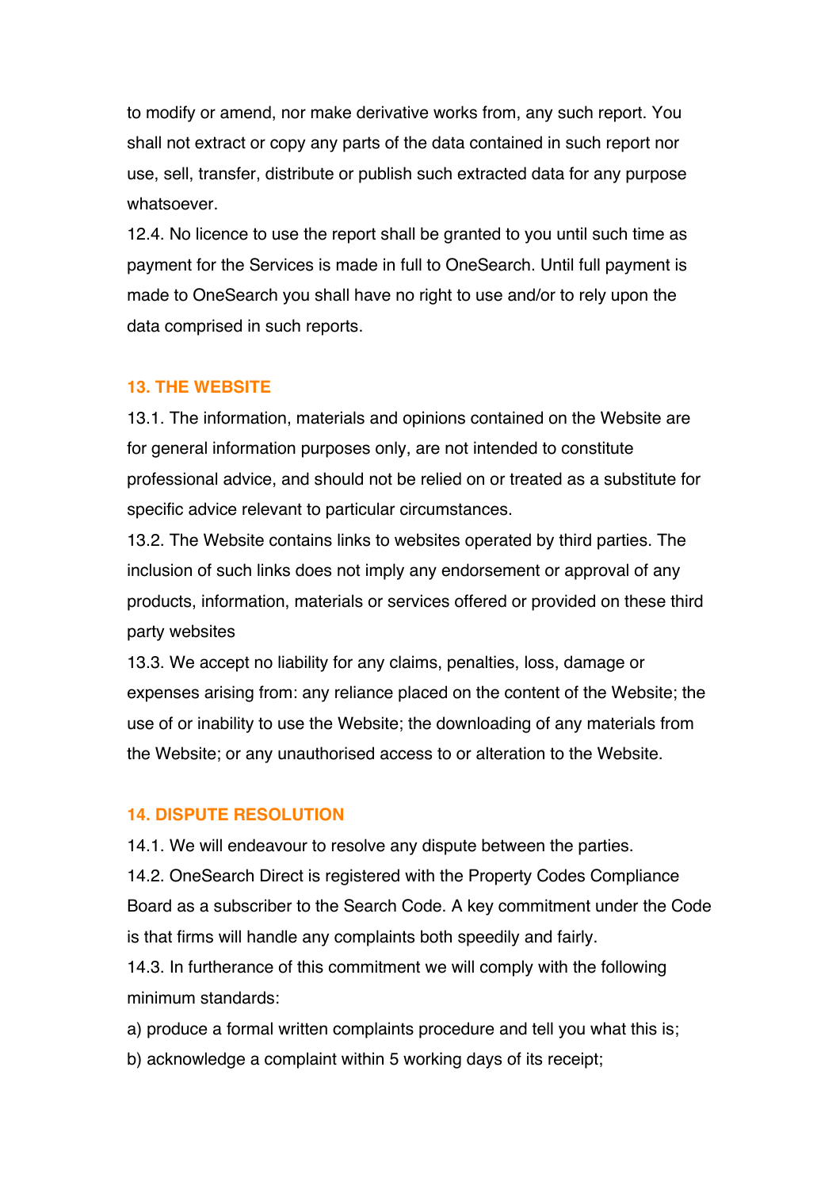to modify or amend, nor make derivative works from, any such report. You shall not extract or copy any parts of the data contained in such report nor use, sell, transfer, distribute or publish such extracted data for any purpose whatsoever.

12.4. No licence to use the report shall be granted to you until such time as payment for the Services is made in full to OneSearch. Until full payment is made to OneSearch you shall have no right to use and/or to rely upon the data comprised in such reports.

## 13. THE WEBSITE

13.1. The information, materials and opinions contained on the Website are for general information purposes only, are not intended to constitute professional advice, and should not be relied on or treated as a substitute for specific advice relevant to particular circumstances.

13.2. The Website contains links to websites operated by third parties. The inclusion of such links does not imply any endorsement or approval of any products, information, materials or services offered or provided on these third party websites

13.3. We accept no liability for any claims, penalties, loss, damage or expenses arising from: any reliance placed on the content of the Website; the use of or inability to use the Website; the downloading of any materials from the Website; or any unauthorised access to or alteration to the Website.

## 14. DISPUTE RESOLUTION

14.1. We will endeavour to resolve any dispute between the parties.

14.2. OneSearch Direct is registered with the Property Codes Compliance Board as a subscriber to the Search Code. A key commitment under the Code is that firms will handle any complaints both speedily and fairly.

14.3. In furtherance of this commitment we will comply with the following minimum standards:

a) produce a formal written complaints procedure and tell you what this is;

b) acknowledge a complaint within 5 working days of its receipt;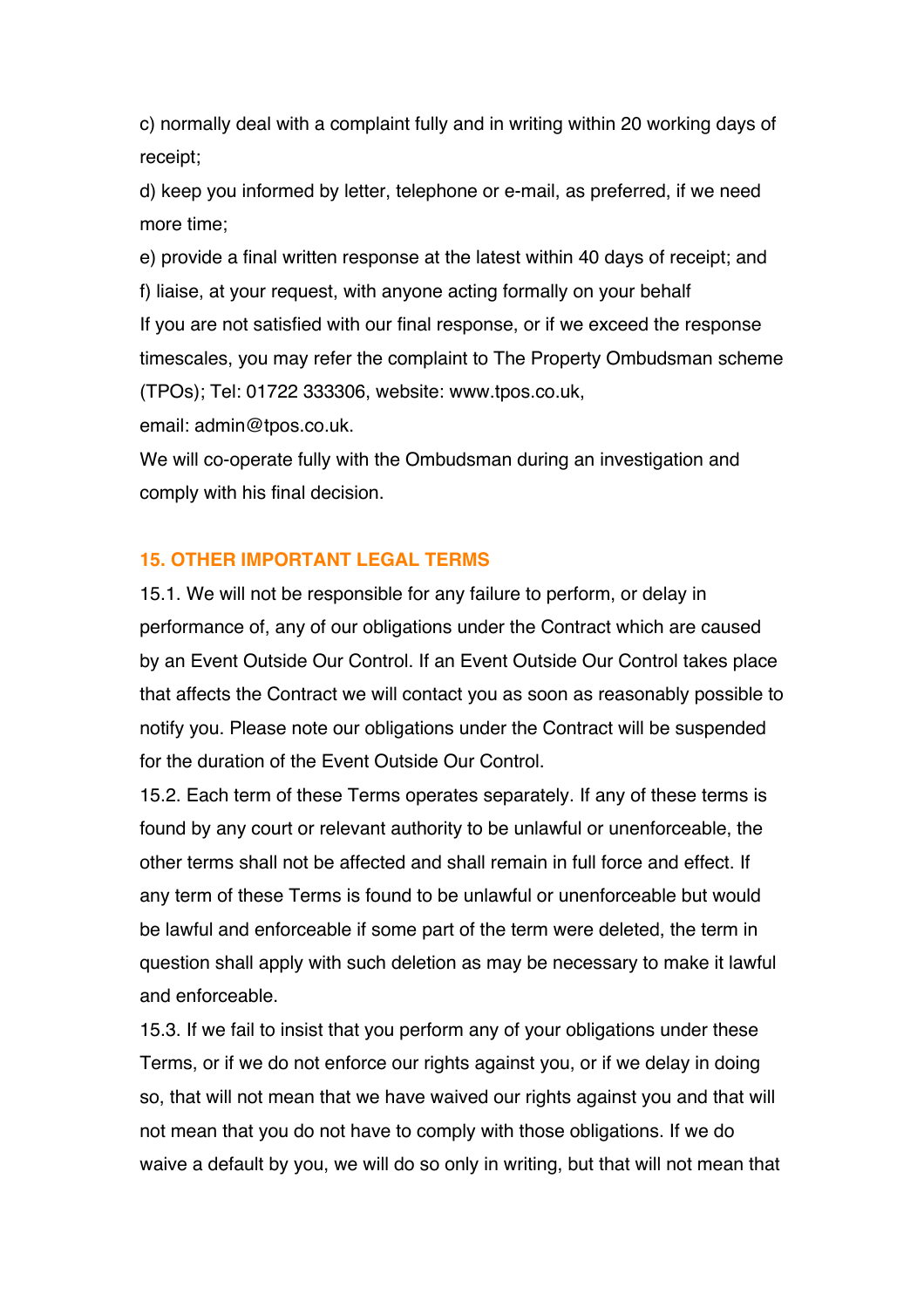c) normally deal with a complaint fully and in writing within 20 working days of receipt;

d) keep you informed by letter, telephone or e-mail, as preferred, if we need more time;

e) provide a final written response at the latest within 40 days of receipt; and

f) liaise, at your request, with anyone acting formally on your behalf

If you are not satisfied with our final response, or if we exceed the response timescales, you may refer the complaint to The Property Ombudsman scheme (TPOs); Tel: 01722 333306, website: www.tpos.co.uk,

email: admin@tpos.co.uk.

We will co-operate fully with the Ombudsman during an investigation and comply with his final decision.

## 15. OTHER IMPORTANT LEGAL TERMS

15.1. We will not be responsible for any failure to perform, or delay in performance of, any of our obligations under the Contract which are caused by an Event Outside Our Control. If an Event Outside Our Control takes place that affects the Contract we will contact you as soon as reasonably possible to notify you. Please note our obligations under the Contract will be suspended for the duration of the Event Outside Our Control.

15.2. Each term of these Terms operates separately. If any of these terms is found by any court or relevant authority to be unlawful or unenforceable, the other terms shall not be affected and shall remain in full force and effect. If any term of these Terms is found to be unlawful or unenforceable but would be lawful and enforceable if some part of the term were deleted, the term in question shall apply with such deletion as may be necessary to make it lawful and enforceable.

15.3. If we fail to insist that you perform any of your obligations under these Terms, or if we do not enforce our rights against you, or if we delay in doing so, that will not mean that we have waived our rights against you and that will not mean that you do not have to comply with those obligations. If we do waive a default by you, we will do so only in writing, but that will not mean that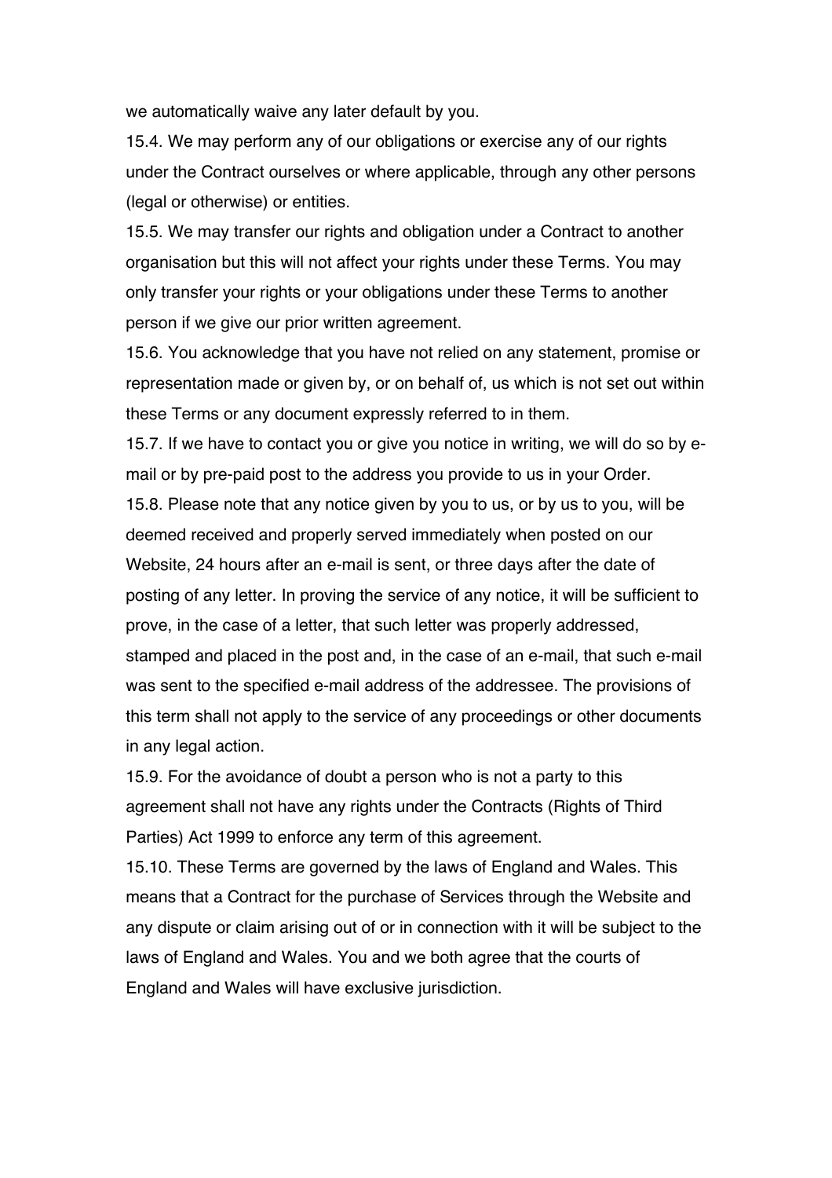we automatically waive any later default by you.

15.4. We may perform any of our obligations or exercise any of our rights under the Contract ourselves or where applicable, through any other persons (legal or otherwise) or entities.

15.5. We may transfer our rights and obligation under a Contract to another organisation but this will not affect your rights under these Terms. You may only transfer your rights or your obligations under these Terms to another person if we give our prior written agreement.

15.6. You acknowledge that you have not relied on any statement, promise or representation made or given by, or on behalf of, us which is not set out within these Terms or any document expressly referred to in them.

15.7. If we have to contact you or give you notice in writing, we will do so by e-mail or by pre-paid post to the address you provide to us in your Order.

15.8. Please note that any notice given by you to us, or by us to you, will be deemed received and properly served immediately when posted on our Website, 24 hours after an e-mail is sent, or three days after the date of posting of any letter. In proving the service of any notice, it will be sufficient to prove, in the case of a letter, that such letter was properly addressed, stamped and placed in the post and, in the case of an e-mail, that such e-mail was sent to the specified e-mail address of the addressee. The provisions of this term shall not apply to the service of any proceedings or other documents in any legal action.

15.9. For the avoidance of doubt a person who is not a party to this agreement shall not have any rights under the Contracts (Rights of Third Parties) Act 1999 to enforce any term of this agreement.

15.10. These Terms are governed by the laws of England and Wales. This means that a Contract for the purchase of Services through the Website and any dispute or claim arising out of or in connection with it will be subject to the laws of England and Wales. You and we both agree that the courts of England and Wales will have exclusive jurisdiction.